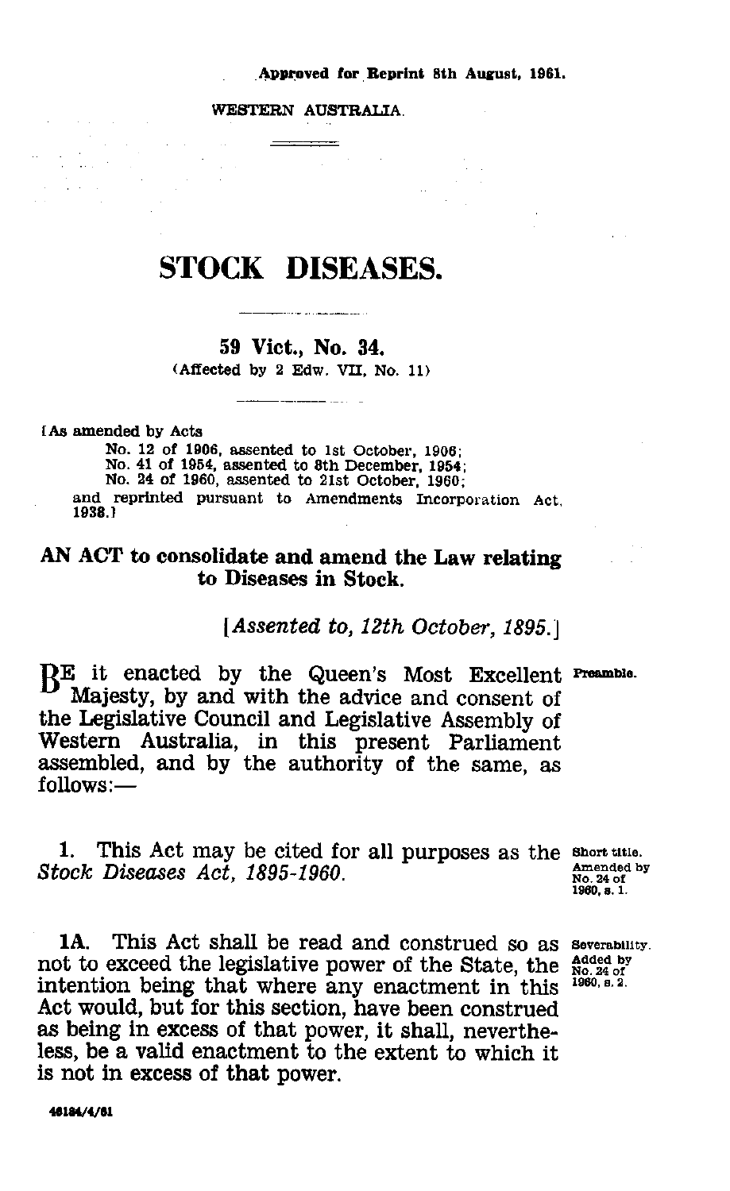Approved for Reprint 8th August, 1961.

WESTERN AUSTRALIA.

# STOCK DISEASES.

## 59 Vict., No. 34.

(Affected by 2 Edw. VII, No. 11)

[As amended by Acts
No. 12 of 1906, assented to 1st October, 1906;
No. 41 of 1954, assented to 8th December, 1954;
No. 24 of 1960, assented to 21st October, 1960;
and reprinted pursuant to Amendments Incorporation Act, 1938.]

## AN ACT to consolidate and amend the Law relating to Diseases in Stock.

*[Assented to, 12th October, 1895.]*

Preamble.

BE it enacted by the Queen's Most Excellent Majesty, by and with the advice and consent of the Legislative Council and Legislative Assembly of Western Australia, in this present Parliament assembled, and by the authority of the same, as follows:—

Short title. Amended by No. 24 of 1960, s. 1.

**1.** This Act may be cited for all purposes as the *Stock Diseases Act, 1895-1960.*

Severability. Added by No. 24 of 1960, s. 2.

**1A.** This Act shall be read and construed so as not to exceed the legislative power of the State, the intention being that where any enactment in this Act would, but for this section, have been construed as being in excess of that power, it shall, nevertheless, be a valid enactment to the extent to which it is not in excess of that power.

48184/4/61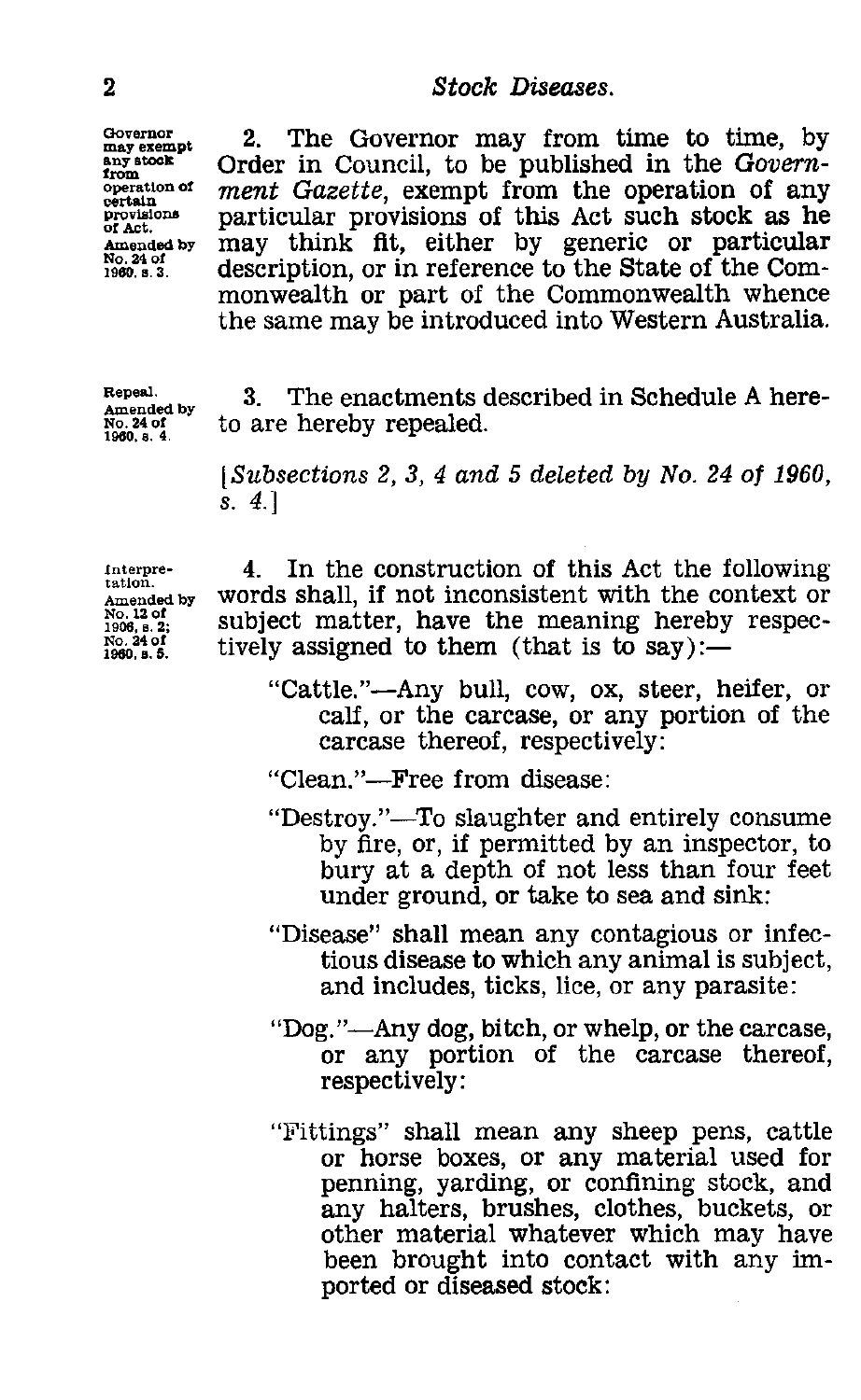Governor may exempt any stock from operation of certain provisions of Act. Amended by No. 24 of 1960, s. 3.

2. The Governor may from time to time, by Order in Council, to be published in the *Government Gazette*, exempt from the operation of any particular provisions of this Act such stock as he may think fit, either by generic or particular description, or in reference to the State of the Commonwealth or part of the Commonwealth whence the same may be introduced into Western Australia.

Repeal. Amended by No. 24 of 1960, s. 4.

3. The enactments described in Schedule A hereto are hereby repealed.

[*Subsections 2, 3, 4 and 5 deleted by No. 24 of 1960, s. 4.*]

Interpretation. Amended by No. 12 of 1906, s. 2; No. 24 of 1960, s. 5.

4. In the construction of this Act the following words shall, if not inconsistent with the context or subject matter, have the meaning hereby respectively assigned to them (that is to say):—

"Cattle."—Any bull, cow, ox, steer, heifer, or calf, or the carcase, or any portion of the carcase thereof, respectively:

"Clean."—Free from disease:

"Destroy."—To slaughter and entirely consume by fire, or, if permitted by an inspector, to bury at a depth of not less than four feet under ground, or take to sea and sink:

"Disease" shall mean any contagious or infectious disease to which any animal is subject, and includes, ticks, lice, or any parasite:

"Dog."—Any dog, bitch, or whelp, or the carcase, or any portion of the carcase thereof, respectively:

"Fittings" shall mean any sheep pens, cattle or horse boxes, or any material used for penning, yarding, or confining stock, and any halters, brushes, clothes, buckets, or other material whatever which may have been brought into contact with any imported or diseased stock: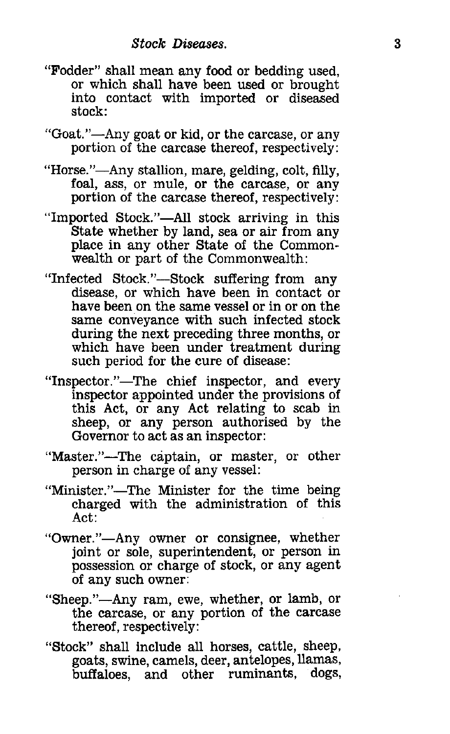"Fodder" shall mean any food or bedding used, or which shall have been used or brought into contact with imported or diseased stock:

"Goat."—Any goat or kid, or the carcase, or any portion of the carcase thereof, respectively:

"Horse."—Any stallion, mare, gelding, colt, filly, foal, ass, or mule, or the carcase, or any portion of the carcase thereof, respectively:

"Imported Stock."—All stock arriving in this State whether by land, sea or air from any place in any other State of the Commonwealth or part of the Commonwealth:

"Infected Stock."—Stock suffering from any disease, or which have been in contact or have been on the same vessel or in or on the same conveyance with such infected stock during the next preceding three months, or which have been under treatment during such period for the cure of disease:

"Inspector."—The chief inspector, and every inspector appointed under the provisions of this Act, or any Act relating to scab in sheep, or any person authorised by the Governor to act as an inspector:

"Master."—The captain, or master, or other person in charge of any vessel:

"Minister."—The Minister for the time being charged with the administration of this Act:

"Owner."—Any owner or consignee, whether joint or sole, superintendent, or person in possession or charge of stock, or any agent of any such owner:

"Sheep."—Any ram, ewe, whether, or lamb, or the carcase, or any portion of the carcase thereof, respectively:

"Stock" shall include all horses, cattle, sheep, goats, swine, camels, deer, antelopes, llamas, buffaloes, and other ruminants, dogs,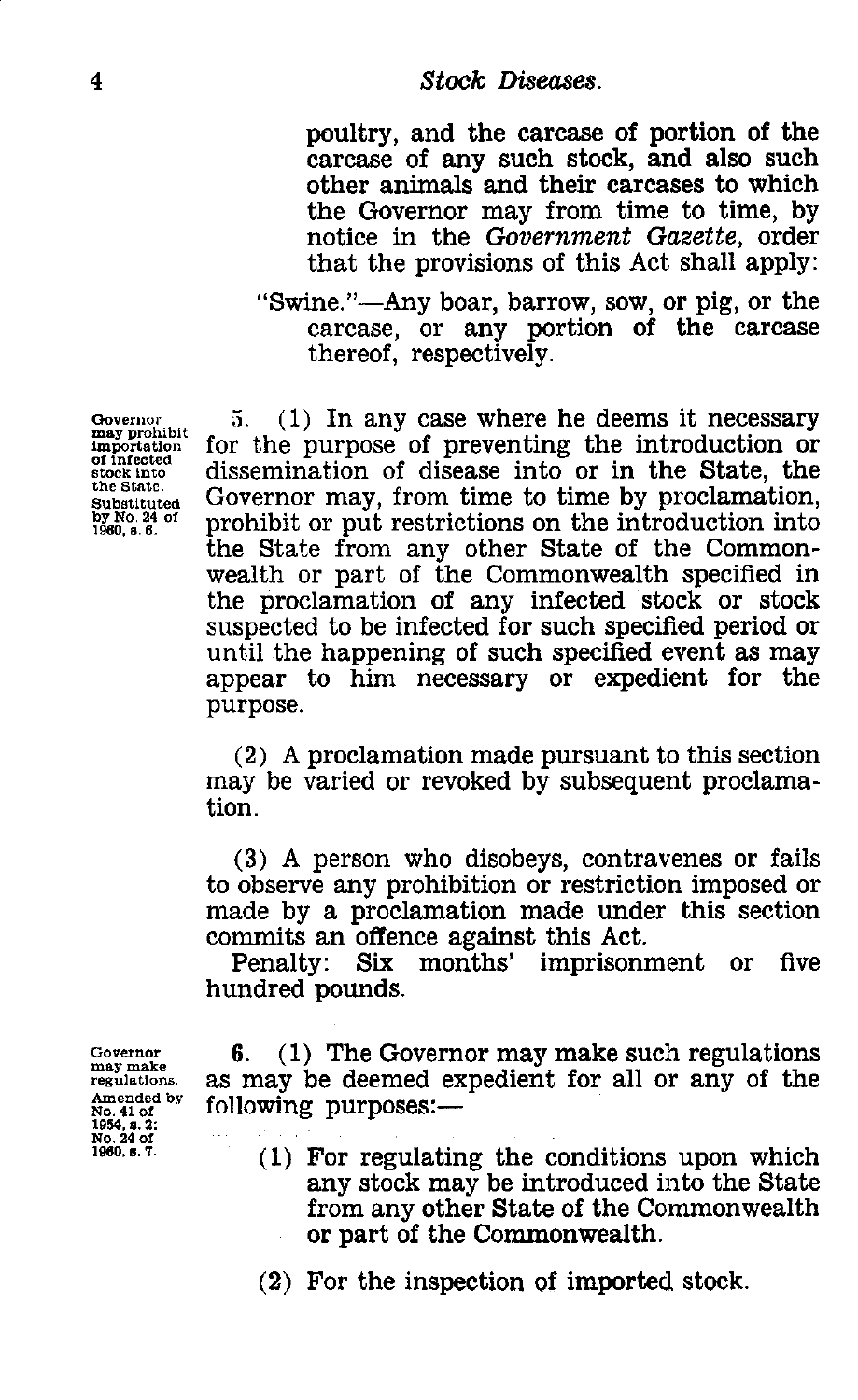poultry, and the carcase of portion of the carcase of any such stock, and also such other animals and their carcases to which the Governor may from time to time, by notice in the *Government Gazette*, order that the provisions of this Act shall apply:

"Swine."—Any boar, barrow, sow, or pig, or the carcase, or any portion of the carcase thereof, respectively.

Governor may prohibit importation of infected stock into the State. Substituted by No. 24 of 1960, s. 6.

5. (1) In any case where he deems it necessary for the purpose of preventing the introduction or dissemination of disease into or in the State, the Governor may, from time to time by proclamation, prohibit or put restrictions on the introduction into the State from any other State of the Commonwealth or part of the Commonwealth specified in the proclamation of any infected stock or stock suspected to be infected for such specified period or until the happening of such specified event as may appear to him necessary or expedient for the purpose.

(2) A proclamation made pursuant to this section may be varied or revoked by subsequent proclamation.

(3) A person who disobeys, contravenes or fails to observe any prohibition or restriction imposed or made by a proclamation made under this section commits an offence against this Act.

Penalty: Six months' imprisonment or five hundred pounds.

Governor may make regulations. Amended by No. 41 of 1954, s. 2; No. 24 of 1960, s. 7.

6. (1) The Governor may make such regulations as may be deemed expedient for all or any of the following purposes:—

(1) For regulating the conditions upon which any stock may be introduced into the State from any other State of the Commonwealth or part of the Commonwealth.

(2) For the inspection of imported stock.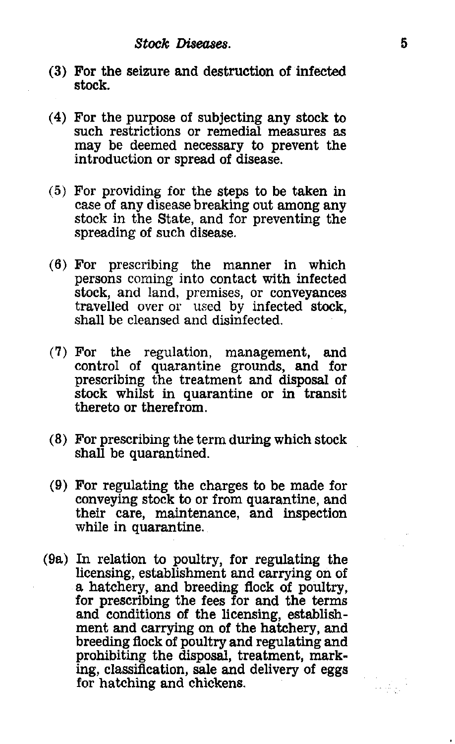(3) For the seizure and destruction of infected stock.

(4) For the purpose of subjecting any stock to such restrictions or remedial measures as may be deemed necessary to prevent the introduction or spread of disease.

(5) For providing for the steps to be taken in case of any disease breaking out among any stock in the State, and for preventing the spreading of such disease.

(6) For prescribing the manner in which persons coming into contact with infected stock, and land, premises, or conveyances travelled over or used by infected stock, shall be cleansed and disinfected.

(7) For the regulation, management, and control of quarantine grounds, and for prescribing the treatment and disposal of stock whilst in quarantine or in transit thereto or therefrom.

(8) For prescribing the term during which stock shall be quarantined.

(9) For regulating the charges to be made for conveying stock to or from quarantine, and their care, maintenance, and inspection while in quarantine.

(9a) In relation to poultry, for regulating the licensing, establishment and carrying on of a hatchery, and breeding flock of poultry, for prescribing the fees for and the terms and conditions of the licensing, establishment and carrying on of the hatchery, and breeding flock of poultry and regulating and prohibiting the disposal, treatment, marking, classification, sale and delivery of eggs for hatching and chickens.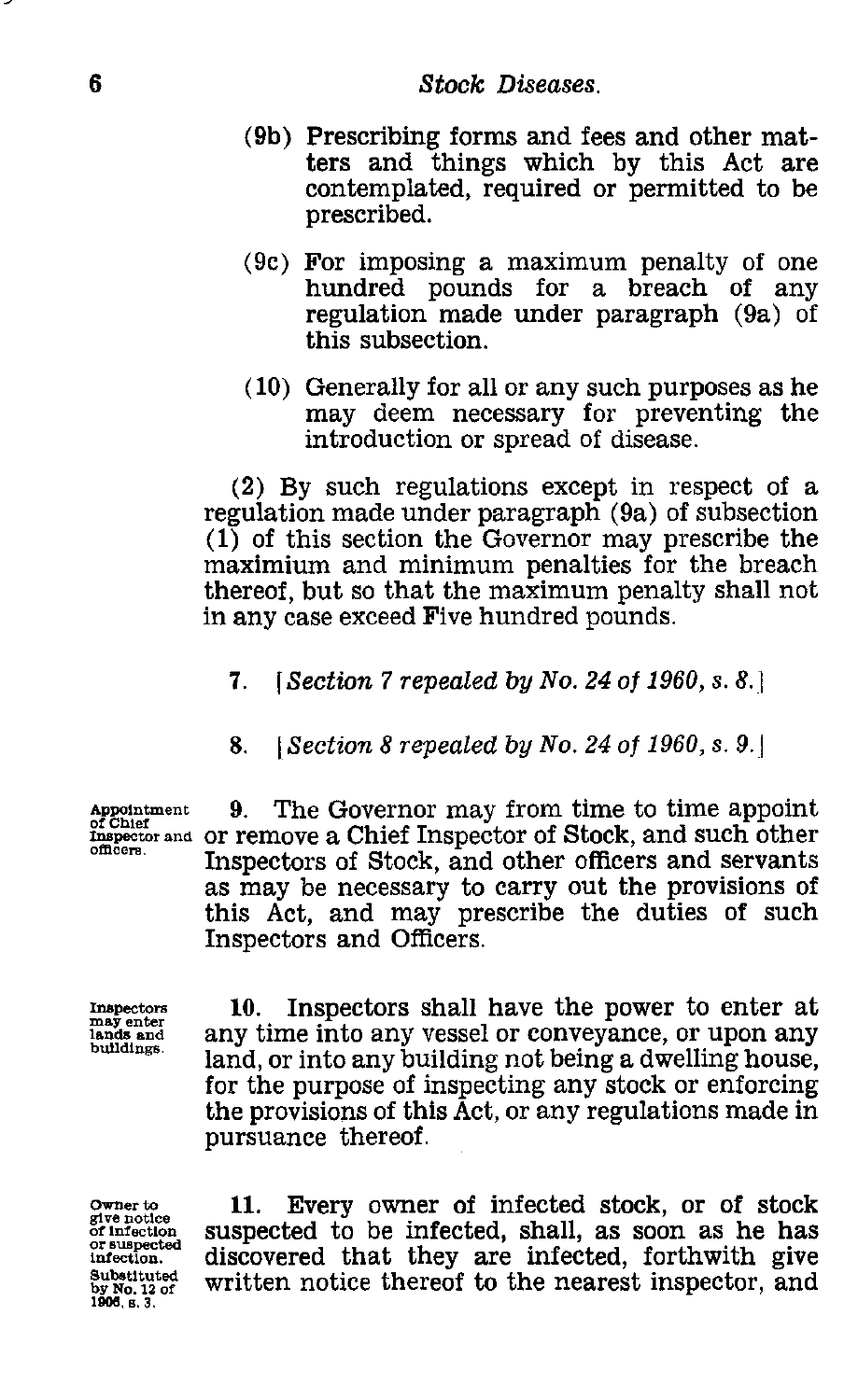(9b) Prescribing forms and fees and other matters and things which by this Act are contemplated, required or permitted to be prescribed.

(9c) For imposing a maximum penalty of one hundred pounds for a breach of any regulation made under paragraph (9a) of this subsection.

(10) Generally for all or any such purposes as he may deem necessary for preventing the introduction or spread of disease.

(2) By such regulations except in respect of a regulation made under paragraph (9a) of subsection (1) of this section the Governor may prescribe the maximium and minimum penalties for the breach thereof, but so that the maximum penalty shall not in any case exceed Five hundred pounds.

7. [*Section 7 repealed by No. 24 of 1960, s. 8.*]

8. [*Section 8 repealed by No. 24 of 1960, s. 9.*]

Appointment of Chief Inspector and officers.

9. The Governor may from time to time appoint or remove a Chief Inspector of Stock, and such other Inspectors of Stock, and other officers and servants as may be necessary to carry out the provisions of this Act, and may prescribe the duties of such Inspectors and Officers.

Inspectors may enter lands and buildings.

10. Inspectors shall have the power to enter at any time into any vessel or conveyance, or upon any land, or into any building not being a dwelling house, for the purpose of inspecting any stock or enforcing the provisions of this Act, or any regulations made in pursuance thereof.

Owner to give notice of infection or suspected infection. Substituted by No. 12 of 1906, s. 3.

11. Every owner of infected stock, or of stock suspected to be infected, shall, as soon as he has discovered that they are infected, forthwith give written notice thereof to the nearest inspector, and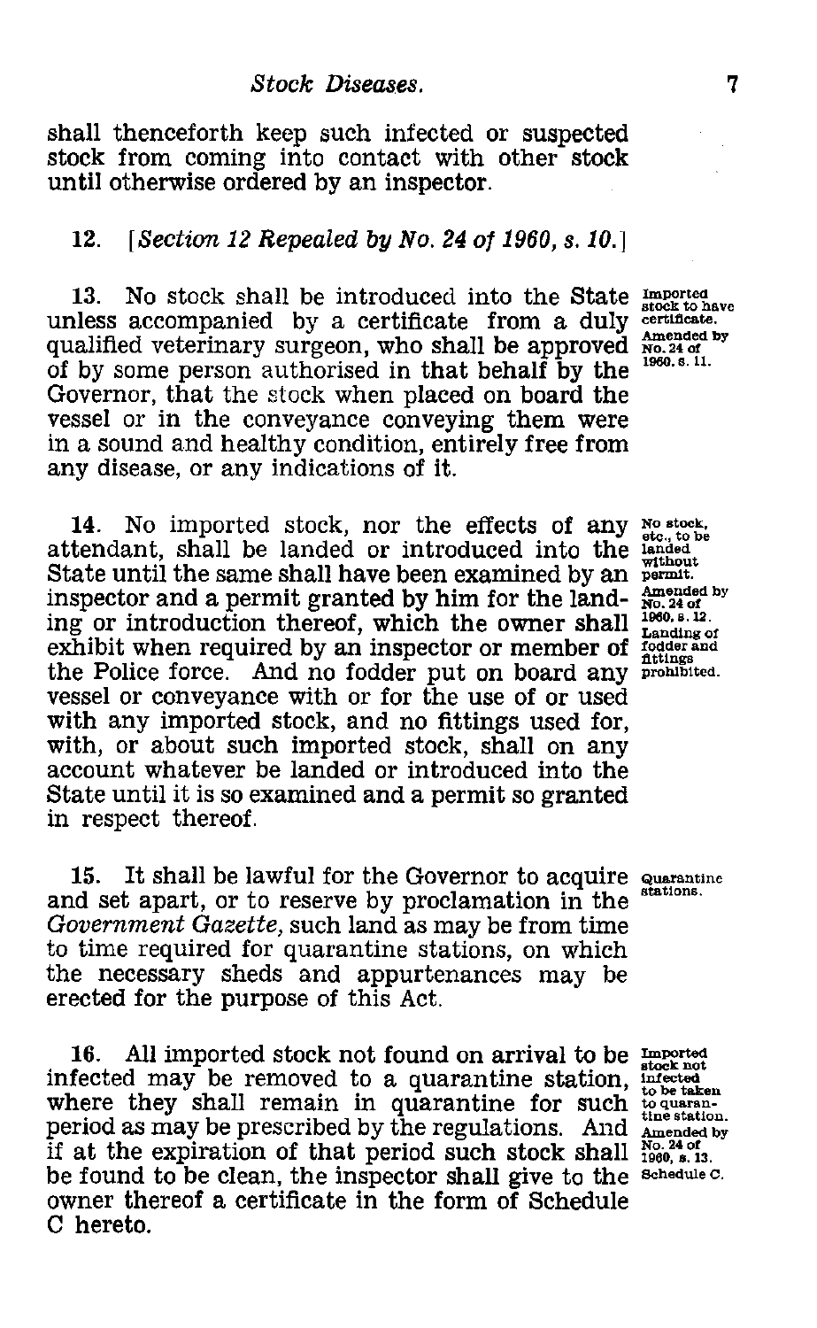shall thenceforth keep such infected or suspected stock from coming into contact with other stock until otherwise ordered by an inspector.

12. [*Section 12 Repealed by No. 24 of 1960, s. 10.*]

13. No stock shall be introduced into the State unless accompanied by a certificate from a duly qualified veterinary surgeon, who shall be approved of by some person authorised in that behalf by the Governor, that the stock when placed on board the vessel or in the conveyance conveying them were in a sound and healthy condition, entirely free from any disease, or any indications of it.

Imported stock to have certificate. Amended by No. 24 of 1960, s. 11.

14. No imported stock, nor the effects of any attendant, shall be landed or introduced into the State until the same shall have been examined by an inspector and a permit granted by him for the landing or introduction thereof, which the owner shall exhibit when required by an inspector or member of the Police force. And no fodder put on board any vessel or conveyance with or for the use of or used with any imported stock, and no fittings used for, with, or about such imported stock, shall on any account whatever be landed or introduced into the State until it is so examined and a permit so granted in respect thereof.

No stock, etc., to be landed without permit. Amended by No. 24 of 1960, s. 12. Landing of fodder and fittings prohibited.

15. It shall be lawful for the Governor to acquire and set apart, or to reserve by proclamation in the *Government Gazette*, such land as may be from time to time required for quarantine stations, on which the necessary sheds and appurtenances may be erected for the purpose of this Act.

Quarantine stations.

16. All imported stock not found on arrival to be infected may be removed to a quarantine station, where they shall remain in quarantine for such period as may be prescribed by the regulations. And if at the expiration of that period such stock shall be found to be clean, the inspector shall give to the owner thereof a certificate in the form of Schedule C hereto.

Imported stock not infected to be taken to quarantine station. Amended by No. 24 of 1960, s. 13. Schedule C.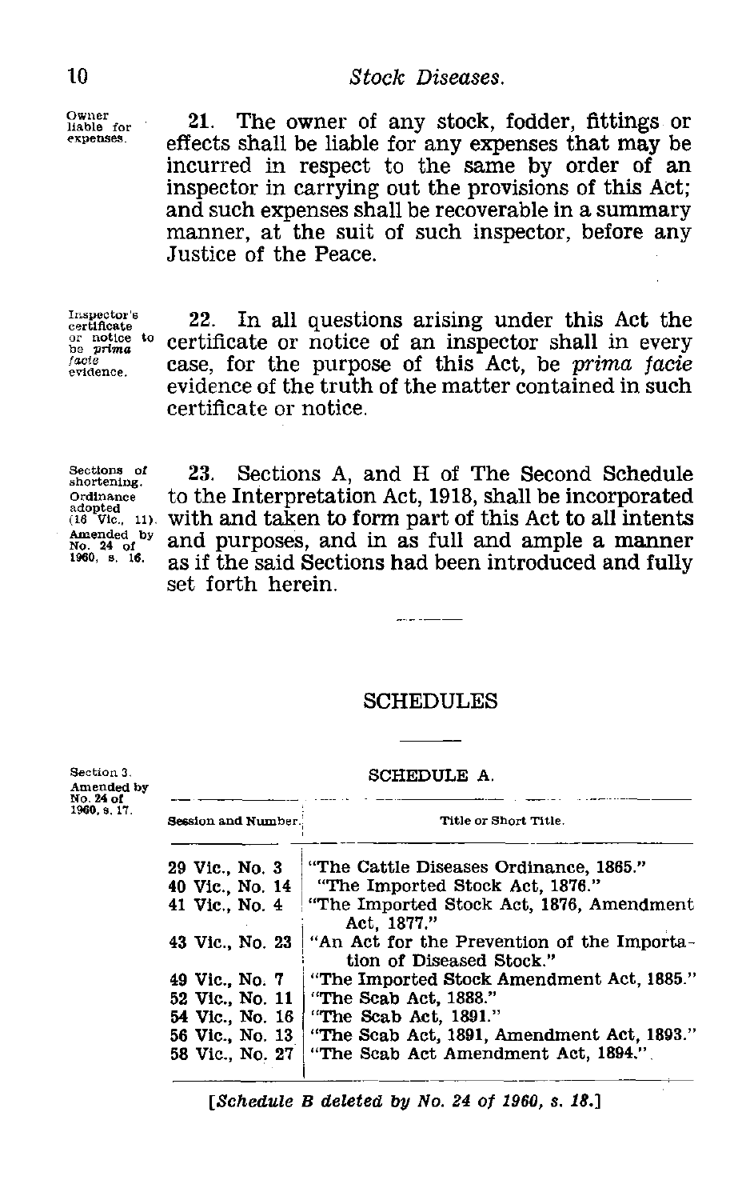Owner liable for expenses.

21. The owner of any stock, fodder, fittings or effects shall be liable for any expenses that may be incurred in respect to the same by order of an inspector in carrying out the provisions of this Act; and such expenses shall be recoverable in a summary manner, at the suit of such inspector, before any Justice of the Peace.

Inspector's certificate or notice to be *prima facie* evidence.

22. In all questions arising under this Act the certificate or notice of an inspector shall in every case, for the purpose of this Act, be *prima facie* evidence of the truth of the matter contained in such certificate or notice.

Sections of shortening. Ordinance adopted (16 Vic., 11). Amended by No. 24 of 1960, s. 16.

23. Sections A, and H of The Second Schedule to the Interpretation Act, 1918, shall be incorporated with and taken to form part of this Act to all intents and purposes, and in as full and ample a manner as if the said Sections had been introduced and fully set forth herein.

## SCHEDULES

Section 3. Amended by No. 24 of 1960, s. 17.

### SCHEDULE A.

| Session and Number. | Title or Short Title. |
|---|---|
| 29 Vic., No. 3 | "The Cattle Diseases Ordinance, 1865." |
| 40 Vic., No. 14 | "The Imported Stock Act, 1876." |
| 41 Vic., No. 4 | "The Imported Stock Act, 1876, Amendment Act, 1877." |
| 43 Vic., No. 23 | "An Act for the Prevention of the Importation of Diseased Stock." |
| 49 Vic., No. 7 | "The Imported Stock Amendment Act, 1885." |
| 52 Vic., No. 11 | "The Scab Act, 1888." |
| 54 Vic., No. 16 | "The Scab Act, 1891." |
| 56 Vic., No. 13 | "The Scab Act, 1891, Amendment Act, 1893." |
| 58 Vic., No. 27 | "The Scab Act Amendment Act, 1894.". |

[*Schedule B deleted by No. 24 of 1960, s. 18.*]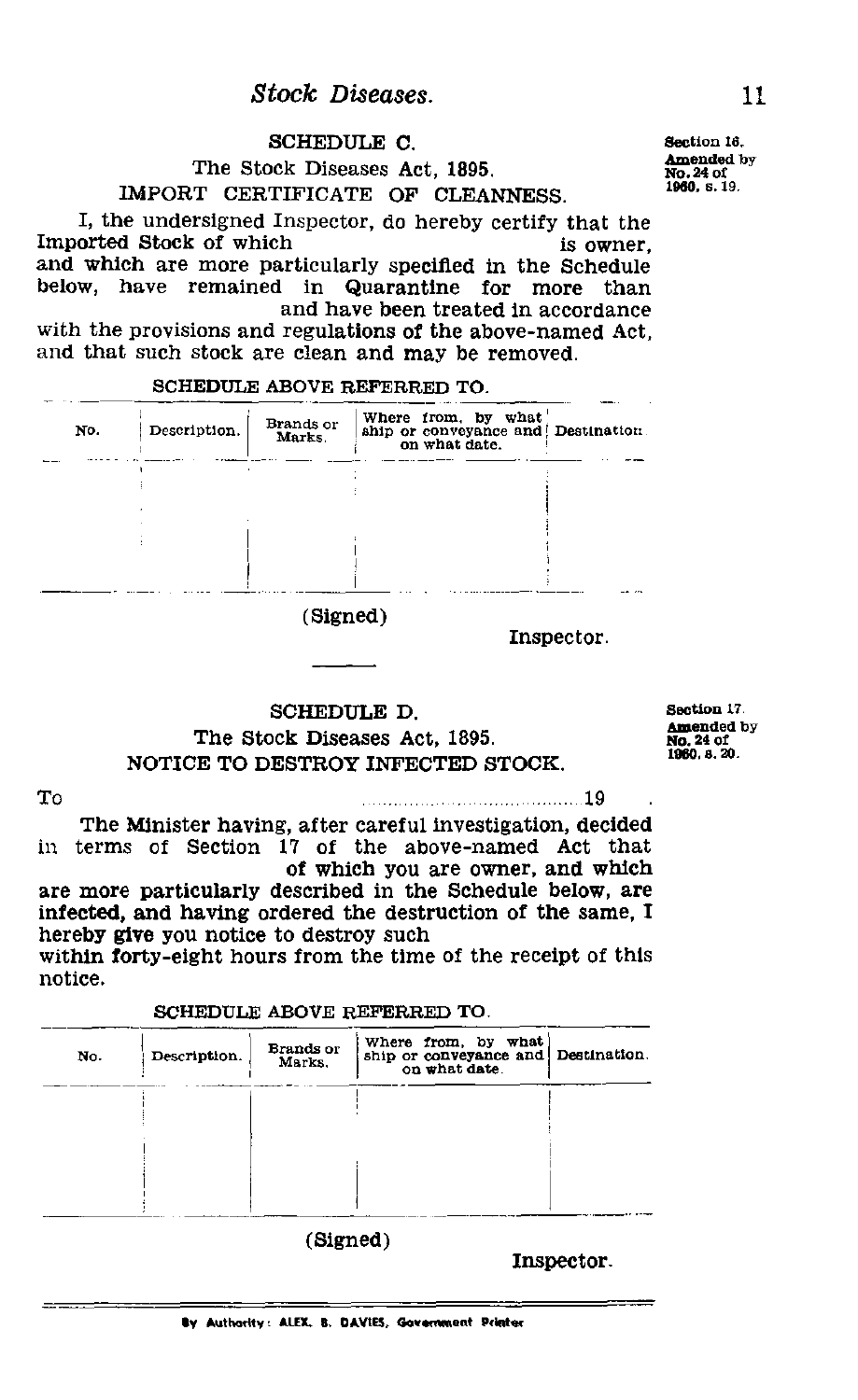## SCHEDULE C.

Section 16. Amended by No. 24 of 1960, s. 19.

### The Stock Diseases Act, 1895.

### IMPORT CERTIFICATE OF CLEANNESS.

I, the undersigned Inspector, do hereby certify that the Imported Stock of which is owner, and which are more particularly specified in the Schedule below, have remained in Quarantine for more than and have been treated in accordance with the provisions and regulations of the above-named Act, and that such stock are clean and may be removed.

SCHEDULE ABOVE REFERRED TO.

| No. | Description. | Brands or Marks. | Where from, by what ship or conveyance and on what date. | Destination. |
|---|---|---|---|---|
| | | | | |

(Signed)

Inspector.

---

## SCHEDULE D.

Section 17. Amended by No. 24 of 1960, s. 20.

### The Stock Diseases Act, 1895.

### NOTICE TO DESTROY INFECTED STOCK.

To ..........................................19 .

The Minister having, after careful investigation, decided in terms of Section 17 of the above-named Act that of which you are owner, and which are more particularly described in the Schedule below, are infected, and having ordered the destruction of the same, I hereby give you notice to destroy such within forty-eight hours from the time of the receipt of this notice.

SCHEDULE ABOVE REFERRED TO.

| No. | Description. | Brands or Marks. | Where from, by what ship or conveyance and on what date. | Destination. |
|---|---|---|---|---|
| | | | | |

(Signed)

Inspector.

By Authority: ALEX. B. DAVIES, Government Printer